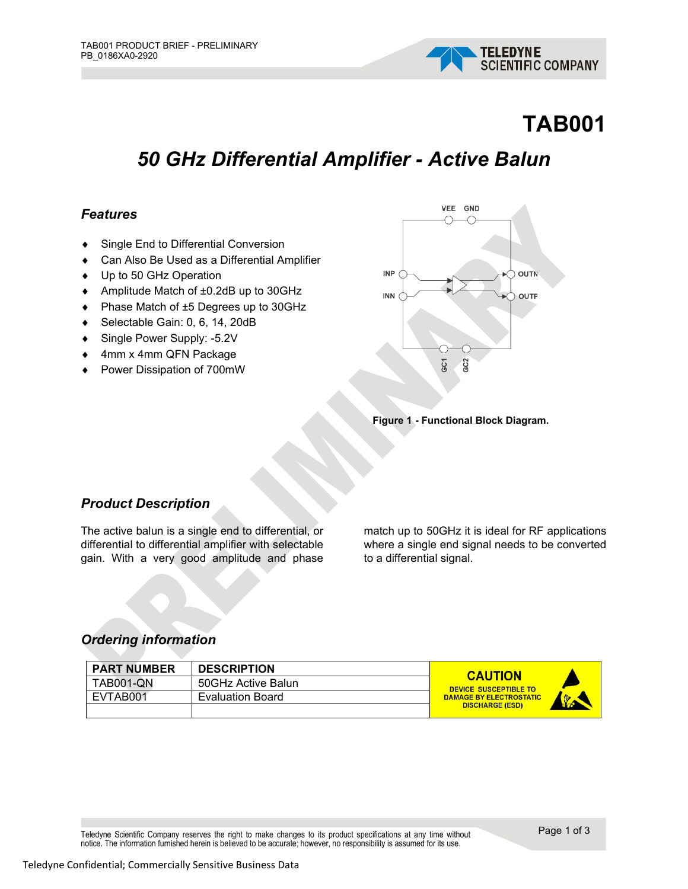# TAB001

## *50 GHz Differential Amplifier - Active Balun*

### *Features*

- Single End to Differential Conversion
- Can Also Be Used as a Differential Amplifier
- Up to 50 GHz Operation
- Amplitude Match of ±0.2dB up to 30GHz
- Phase Match of ±5 Degrees up to 30GHz
- Selectable Gain: 0, 6, 14, 20dB
- Single Power Supply: -5.2V
- 4mm x 4mm QFN Package
- Power Dissipation of 700mW

VEE GND

INP OUTN

INN OUTP

GC1 GC2

**Figure 1 - Functional Block Diagram.**

### *Product Description*

The active balun is a single end to differential, or differential to differential amplifier with selectable gain. With a very good amplitude and phase match up to 50GHz it is ideal for RF applications where a single end signal needs to be converted to a differential signal.

### *Ordering information*

| PART NUMBER | DESCRIPTION |
|---|---|
| TAB001-QN | 50GHz Active Balun |
| EVTAB001 | Evaluation Board |
| | |

**CAUTION**
DEVICE SUSCEPTIBLE TO DAMAGE BY ELECTROSTATIC DISCHARGE (ESD)

Teledyne Scientific Company reserves the right to make changes to its product specifications at any time without notice. The information furnished herein is believed to be accurate; however, no responsibility is assumed for its use.

Teledyne Confidential; Commercially Sensitive Business Data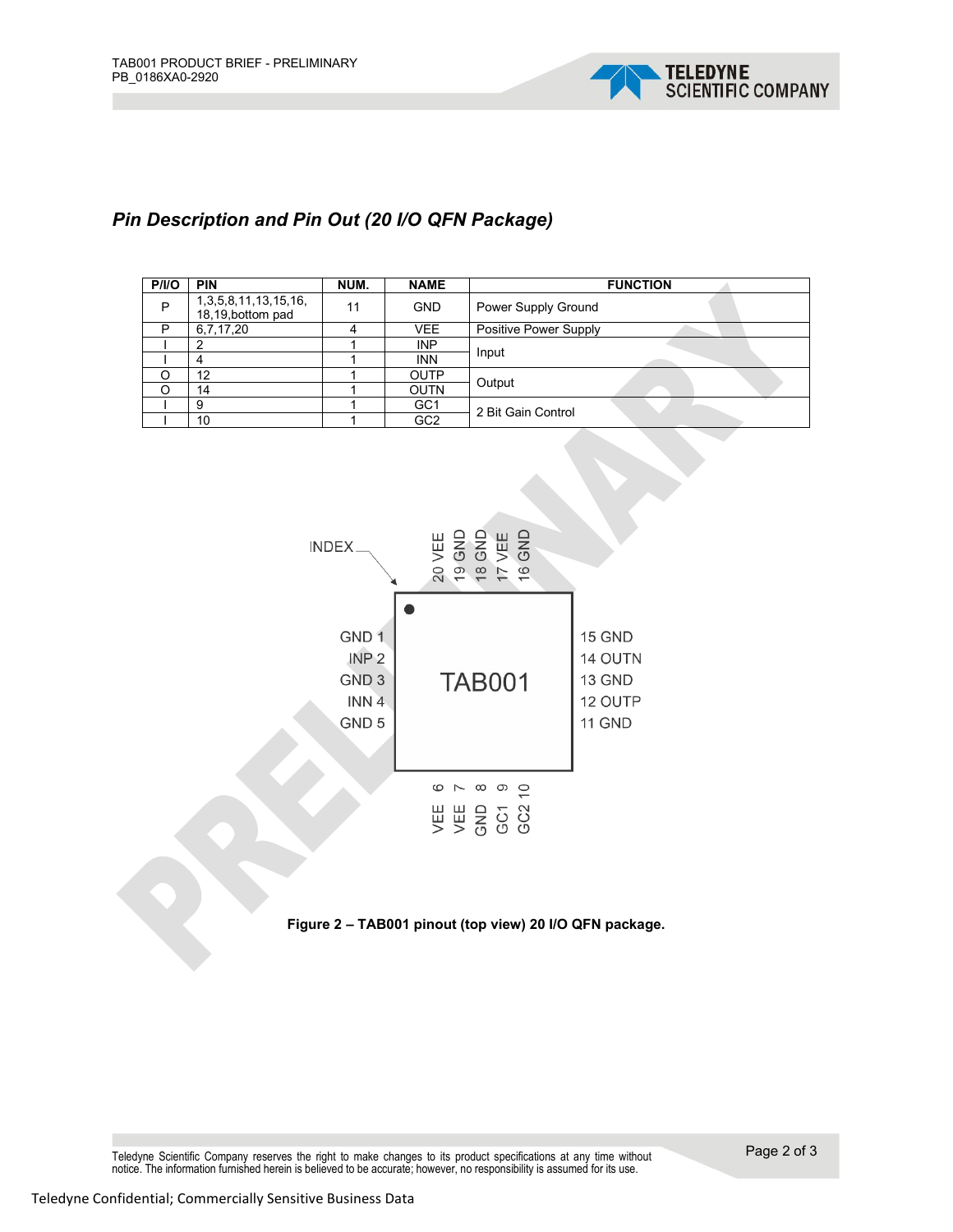## *Pin Description and Pin Out (20 I/O QFN Package)*

| P/I/O | PIN | NUM. | NAME | FUNCTION |
|---|---|---|---|---|
| P | 1,3,5,8,11,13,15,16, 18,19,bottom pad | 11 | GND | Power Supply Ground |
| P | 6,7,17,20 | 4 | VEE | Positive Power Supply |
| I | 2 | 1 | INP | Input |
| I | 4 | 1 | INN | |
| O | 12 | 1 | OUTP | Output |
| O | 14 | 1 | OUTN | |
| I | 9 | 1 | GC1 | 2 Bit Gain Control |
| I | 10 | 1 | GC2 | |

INDEX

20 VEE, 19 GND, 18 GND, 17 VEE, 16 GND

GND 1, INP 2, GND 3, INN 4, GND 5

TAB001

15 GND, 14 OUTN, 13 GND, 12 OUTP, 11 GND

VEE 6, VEE 7, GND 8, GC1 9, GC2 10

**Figure 2 – TAB001 pinout (top view) 20 I/O QFN package.**

Teledyne Scientific Company reserves the right to make changes to its product specifications at any time without notice. The information furnished herein is believed to be accurate; however, no responsibility is assumed for its use.

Teledyne Confidential; Commercially Sensitive Business Data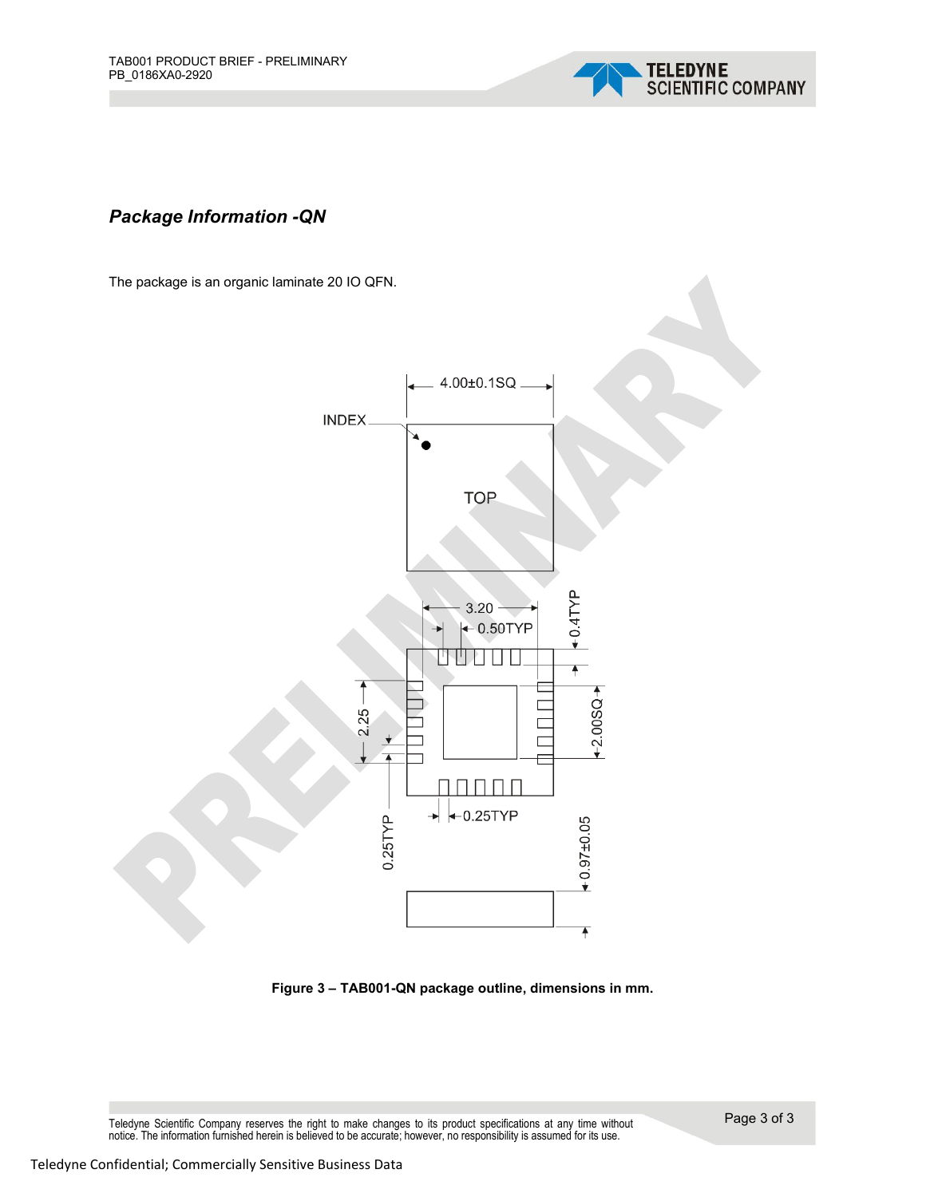## *Package Information -QN*

The package is an organic laminate 20 IO QFN.

4.00±0.1SQ

INDEX

TOP

3.20

0.50TYP

0.4TYP

2.25

2.00SQ

0.25TYP

0.25TYP

0.97±0.05

**Figure 3 – TAB001-QN package outline, dimensions in mm.**

Teledyne Scientific Company reserves the right to make changes to its product specifications at any time without notice. The information furnished herein is believed to be accurate; however, no responsibility is assumed for its use.

Teledyne Confidential; Commercially Sensitive Business Data